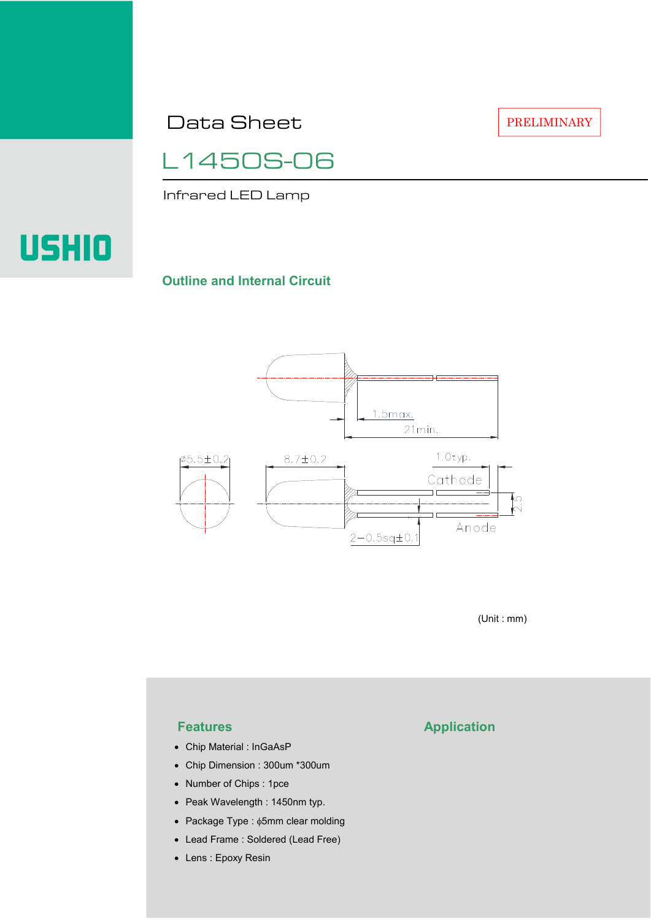# Data Sheet

PRELIMINARY

## L1450S-06

Infrared LED Lamp

USHIO

### Outline and Internal Circuit

(Unit : mm)

### Features

- Chip Material : InGaAsP
- Chip Dimension : 300um *300um
- Number of Chips : 1pce
- Peak Wavelength : 1450nm typ.
- Package Type : ϕ5mm clear molding
- Lead Frame : Soldered (Lead Free)
- Lens : Epoxy Resin

### Application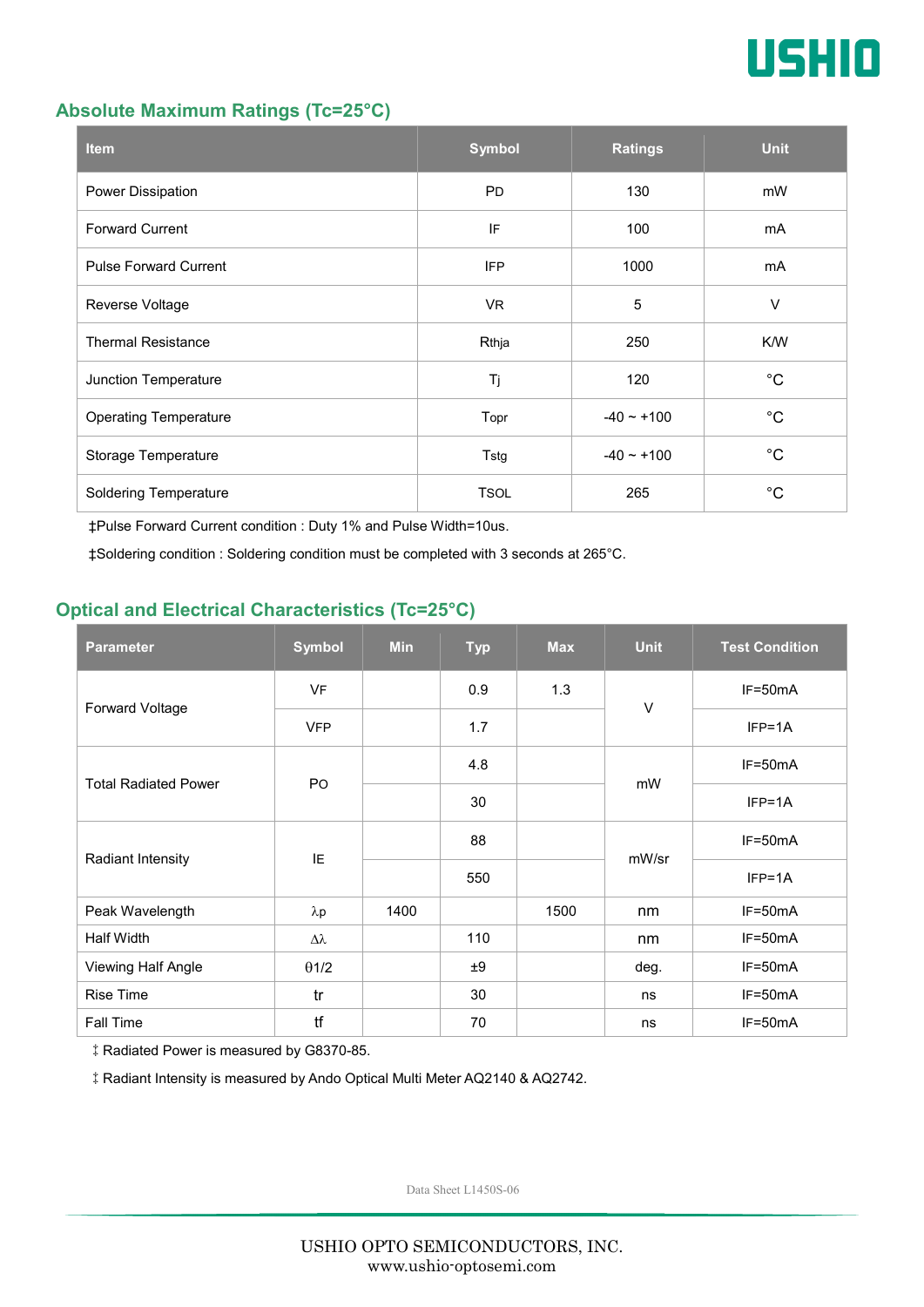## Absolute Maximum Ratings (Tc=25°C)

| Item | Symbol | Ratings | Unit |
|---|---|---|---|
| Power Dissipation | PD | 130 | mW |
| Forward Current | IF | 100 | mA |
| Pulse Forward Current | IFP | 1000 | mA |
| Reverse Voltage | VR | 5 | V |
| Thermal Resistance | Rthja | 250 | K/W |
| Junction Temperature | Tj | 120 | °C |
| Operating Temperature | Topr | -40 ~ +100 | °C |
| Storage Temperature | Tstg | -40 ~ +100 | °C |
| Soldering Temperature | TSOL | 265 | °C |

‡Pulse Forward Current condition : Duty 1% and Pulse Width=10us.

‡Soldering condition : Soldering condition must be completed with 3 seconds at 265°C.

## Optical and Electrical Characteristics (Tc=25°C)

| Parameter | Symbol | Min | Typ | Max | Unit | Test Condition |
|---|---|---|---|---|---|---|
| Forward Voltage | VF | | 0.9 | 1.3 | V | IF=50mA |
| | VFP | | 1.7 | | | IFP=1A |
| Total Radiated Power | PO | | 4.8 | | mW | IF=50mA |
| | | | 30 | | | IFP=1A |
| Radiant Intensity | IE | | 88 | | mW/sr | IF=50mA |
| | | | 550 | | | IFP=1A |
| Peak Wavelength | λp | 1400 | | 1500 | nm | IF=50mA |
| Half Width | Δλ | | 110 | | nm | IF=50mA |
| Viewing Half Angle | θ1/2 | | ±9 | | deg. | IF=50mA |
| Rise Time | tr | | 30 | | ns | IF=50mA |
| Fall Time | tf | | 70 | | ns | IF=50mA |

‡ Radiated Power is measured by G8370-85.

‡ Radiant Intensity is measured by Ando Optical Multi Meter AQ2140 & AQ2742.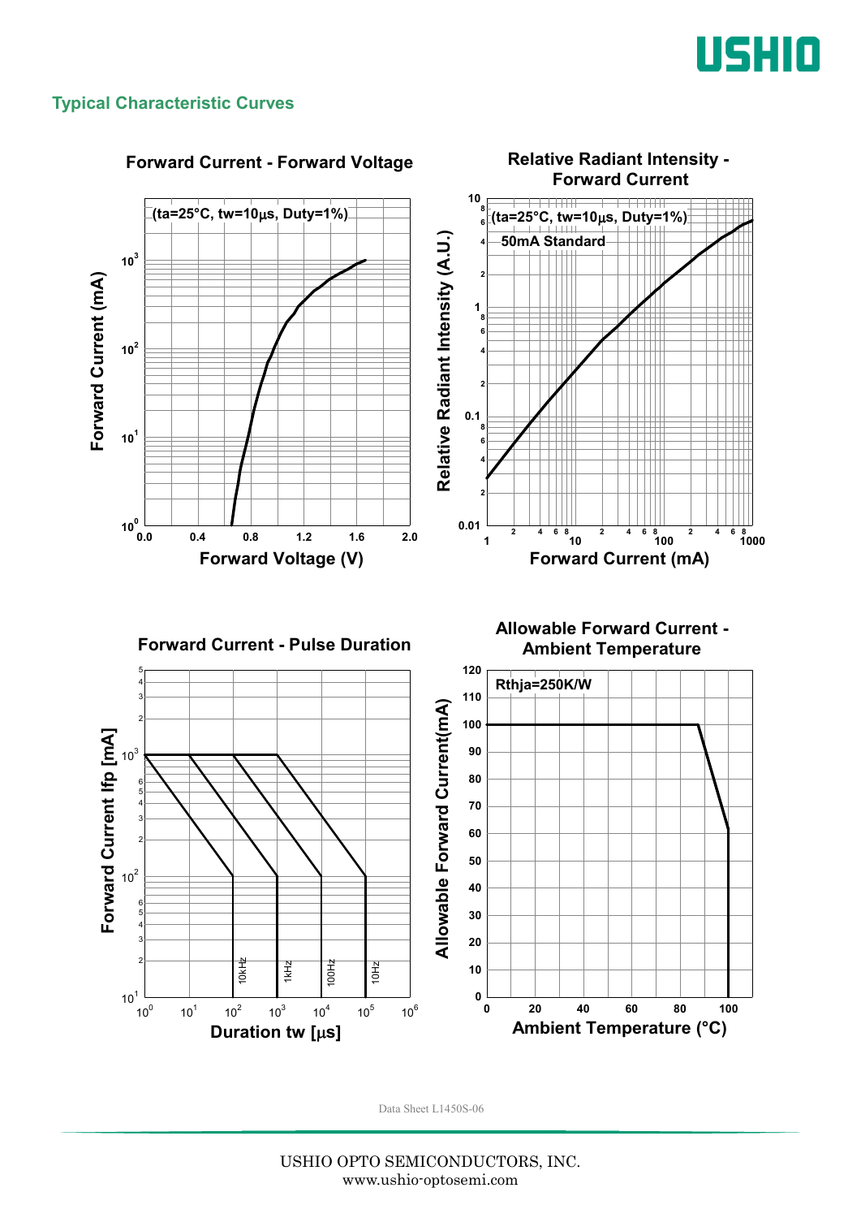## Typical Characteristic Curves

### Forward Current - Forward Voltage

(ta=25°C, tw=10μs, Duty=1%)

Forward Current (mA): $10^0$, $10^1$, $10^2$, $10^3$

Forward Voltage (V): 0.0, 0.4, 0.8, 1.2, 1.6, 2.0

### Relative Radiant Intensity - Forward Current

(ta=25°C, tw=10μs, Duty=1%)

50mA Standard

Relative Radiant Intensity (A.U.): 0.01, 0.1, 1, 10

Forward Current (mA): 1, 10, 100, 1000

### Forward Current - Pulse Duration

Forward Current Ifp [mA]: $10^1$, $10^2$, $10^3$

Duration tw [μs]: $10^0$, $10^1$, $10^2$, $10^3$, $10^4$, $10^5$, $10^6$

10kHz, 1kHz, 100Hz, 10Hz

### Allowable Forward Current - Ambient Temperature

Rthja=250K/W

Allowable Forward Current(mA): 0, 10, 20, 30, 40, 50, 60, 70, 80, 90, 100, 110, 120

Ambient Temperature (°C): 0, 20, 40, 60, 80, 100

Data Sheet L1450S-06

USHIO OPTO SEMICONDUCTORS, INC.
www.ushio-optosemi.com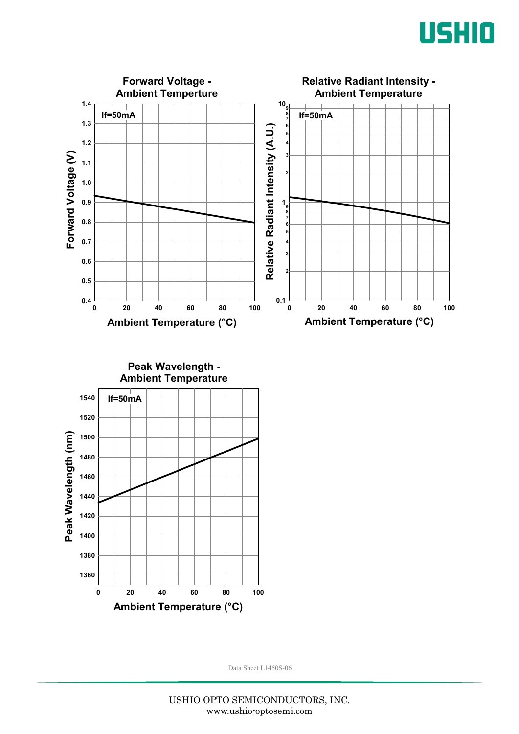### Forward Voltage - Ambient Temperture

If=50mA

Forward Voltage (V): 0.4, 0.5, 0.6, 0.7, 0.8, 0.9, 1.0, 1.1, 1.2, 1.3, 1.4

Ambient Temperature (°C): 0, 20, 40, 60, 80, 100

### Relative Radiant Intensity - Ambient Temperature

If=50mA

Relative Radiant Intensity (A.U.): 0.1, 1, 10

Ambient Temperature (°C): 0, 20, 40, 60, 80, 100

### Peak Wavelength - Ambient Temperature

If=50mA

Peak Wavelength (nm): 1360, 1380, 1400, 1420, 1440, 1460, 1480, 1500, 1520, 1540

Ambient Temperature (°C): 0, 20, 40, 60, 80, 100

Data Sheet L1450S-06

USHIO OPTO SEMICONDUCTORS, INC.
www.ushio-optosemi.com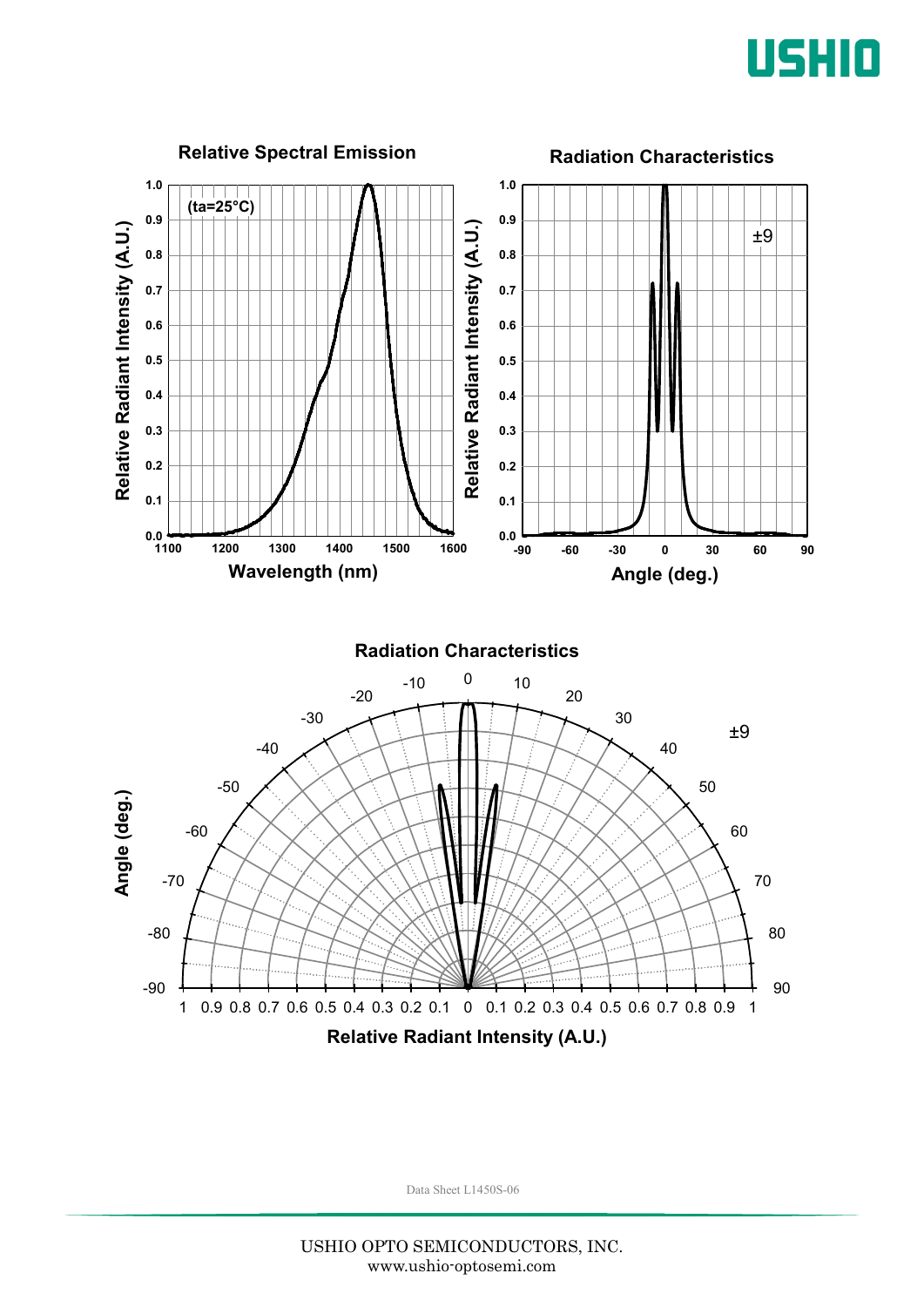### Relative Spectral Emission

(ta=25°C)

Relative Radiant Intensity (A.U.) vs. Wavelength (nm)

### Radiation Characteristics

±9

Relative Radiant Intensity (A.U.) vs. Angle (deg.)

### Radiation Characteristics

±9

Angle (deg.) vs. Relative Radiant Intensity (A.U.)

Data Sheet L1450S-06

USHIO OPTO SEMICONDUCTORS, INC.
www.ushio-optosemi.com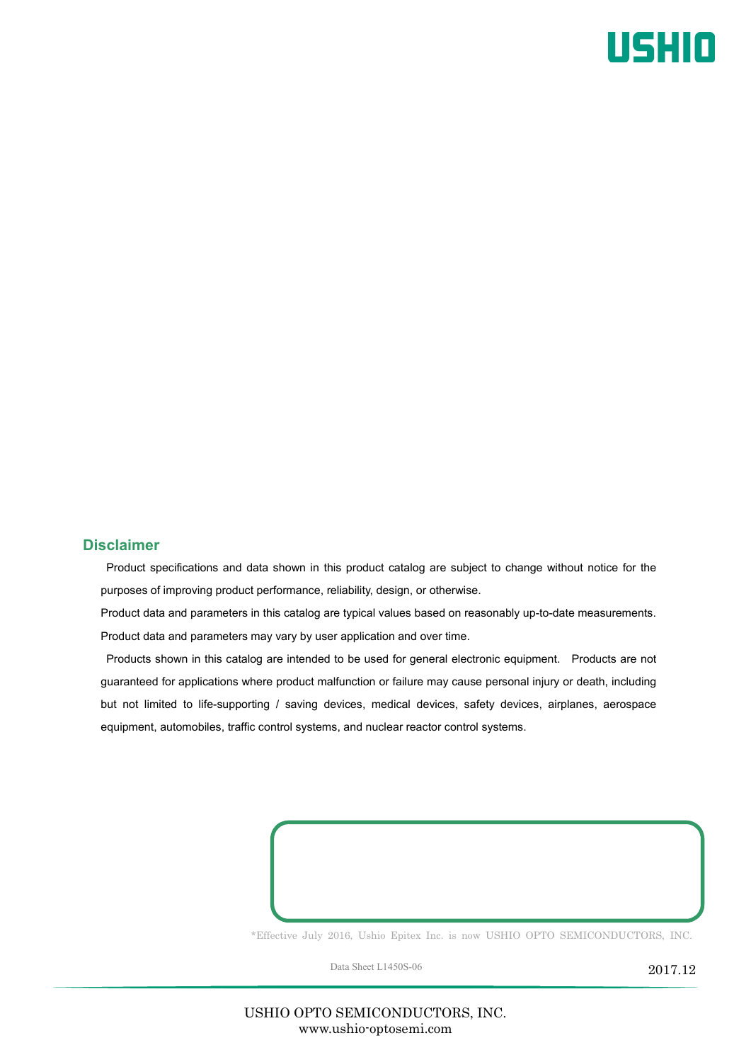## Disclaimer

Product specifications and data shown in this product catalog are subject to change without notice for the purposes of improving product performance, reliability, design, or otherwise.

Product data and parameters in this catalog are typical values based on reasonably up-to-date measurements. Product data and parameters may vary by user application and over time.

Products shown in this catalog are intended to be used for general electronic equipment. Products are not guaranteed for applications where product malfunction or failure may cause personal injury or death, including but not limited to life-supporting / saving devices, medical devices, safety devices, airplanes, aerospace equipment, automobiles, traffic control systems, and nuclear reactor control systems.

*Effective July 2016, Ushio Epitex Inc. is now USHIO OPTO SEMICONDUCTORS, INC.

Data Sheet L1450S-06

2017.12

USHIO OPTO SEMICONDUCTORS, INC.
www.ushio-optosemi.com